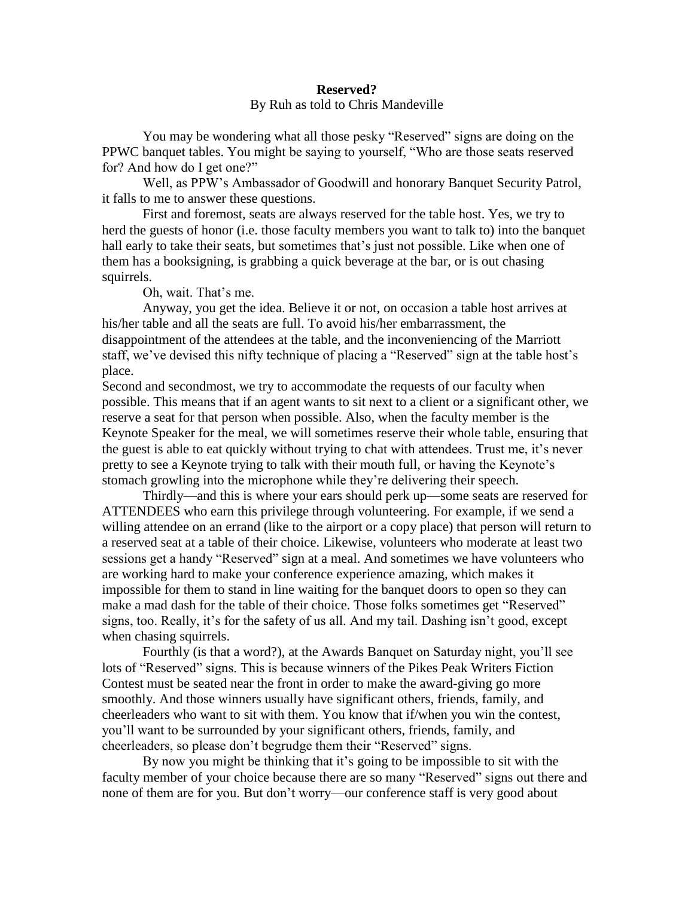**Reserved?**

By Ruh as told to Chris Mandeville

You may be wondering what all those pesky "Reserved" signs are doing on the PPWC banquet tables. You might be saying to yourself, "Who are those seats reserved for? And how do I get one?"

Well, as PPW's Ambassador of Goodwill and honorary Banquet Security Patrol, it falls to me to answer these questions.

First and foremost, seats are always reserved for the table host. Yes, we try to herd the guests of honor (i.e. those faculty members you want to talk to) into the banquet hall early to take their seats, but sometimes that's just not possible. Like when one of them has a booksigning, is grabbing a quick beverage at the bar, or is out chasing squirrels.

Oh, wait. That's me.

Anyway, you get the idea. Believe it or not, on occasion a table host arrives at his/her table and all the seats are full. To avoid his/her embarrassment, the disappointment of the attendees at the table, and the inconveniencing of the Marriott staff, we've devised this nifty technique of placing a "Reserved" sign at the table host's place.

Second and secondmost, we try to accommodate the requests of our faculty when possible. This means that if an agent wants to sit next to a client or a significant other, we reserve a seat for that person when possible. Also, when the faculty member is the Keynote Speaker for the meal, we will sometimes reserve their whole table, ensuring that the guest is able to eat quickly without trying to chat with attendees. Trust me, it's never pretty to see a Keynote trying to talk with their mouth full, or having the Keynote's stomach growling into the microphone while they're delivering their speech.

Thirdly—and this is where your ears should perk up—some seats are reserved for ATTENDEES who earn this privilege through volunteering. For example, if we send a willing attendee on an errand (like to the airport or a copy place) that person will return to a reserved seat at a table of their choice. Likewise, volunteers who moderate at least two sessions get a handy "Reserved" sign at a meal. And sometimes we have volunteers who are working hard to make your conference experience amazing, which makes it impossible for them to stand in line waiting for the banquet doors to open so they can make a mad dash for the table of their choice. Those folks sometimes get "Reserved" signs, too. Really, it's for the safety of us all. And my tail. Dashing isn't good, except when chasing squirrels.

Fourthly (is that a word?), at the Awards Banquet on Saturday night, you'll see lots of "Reserved" signs. This is because winners of the Pikes Peak Writers Fiction Contest must be seated near the front in order to make the award-giving go more smoothly. And those winners usually have significant others, friends, family, and cheerleaders who want to sit with them. You know that if/when you win the contest, you'll want to be surrounded by your significant others, friends, family, and cheerleaders, so please don't begrudge them their "Reserved" signs.

By now you might be thinking that it's going to be impossible to sit with the faculty member of your choice because there are so many "Reserved" signs out there and none of them are for you. But don't worry—our conference staff is very good about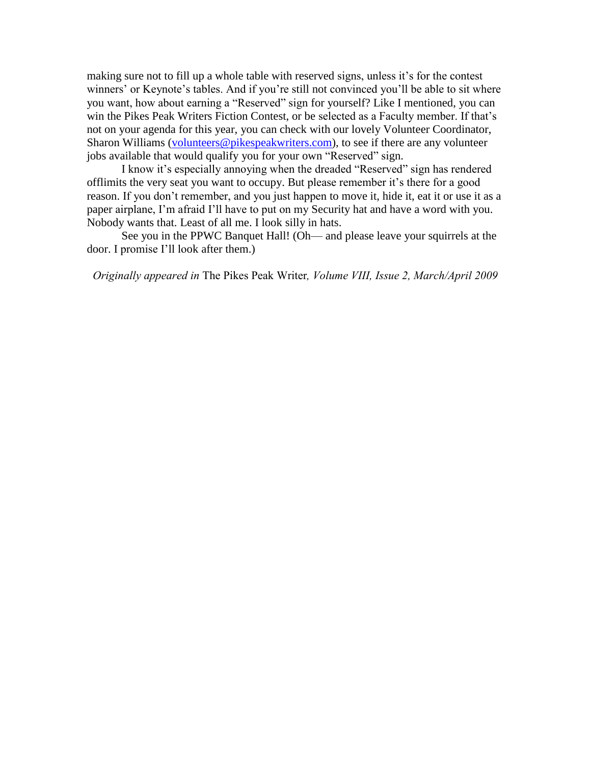making sure not to fill up a whole table with reserved signs, unless it's for the contest winners' or Keynote's tables. And if you're still not convinced you'll be able to sit where you want, how about earning a "Reserved" sign for yourself? Like I mentioned, you can win the Pikes Peak Writers Fiction Contest, or be selected as a Faculty member. If that's not on your agenda for this year, you can check with our lovely Volunteer Coordinator, Sharon Williams (volunteers@pikespeakwriters.com), to see if there are any volunteer jobs available that would qualify you for your own "Reserved" sign.

I know it's especially annoying when the dreaded "Reserved" sign has rendered offlimits the very seat you want to occupy. But please remember it's there for a good reason. If you don't remember, and you just happen to move it, hide it, eat it or use it as a paper airplane, I'm afraid I'll have to put on my Security hat and have a word with you. Nobody wants that. Least of all me. I look silly in hats.

See you in the PPWC Banquet Hall! (Oh— and please leave your squirrels at the door. I promise I'll look after them.)

*Originally appeared in* The Pikes Peak Writer*, Volume VIII, Issue 2, March/April 2009*